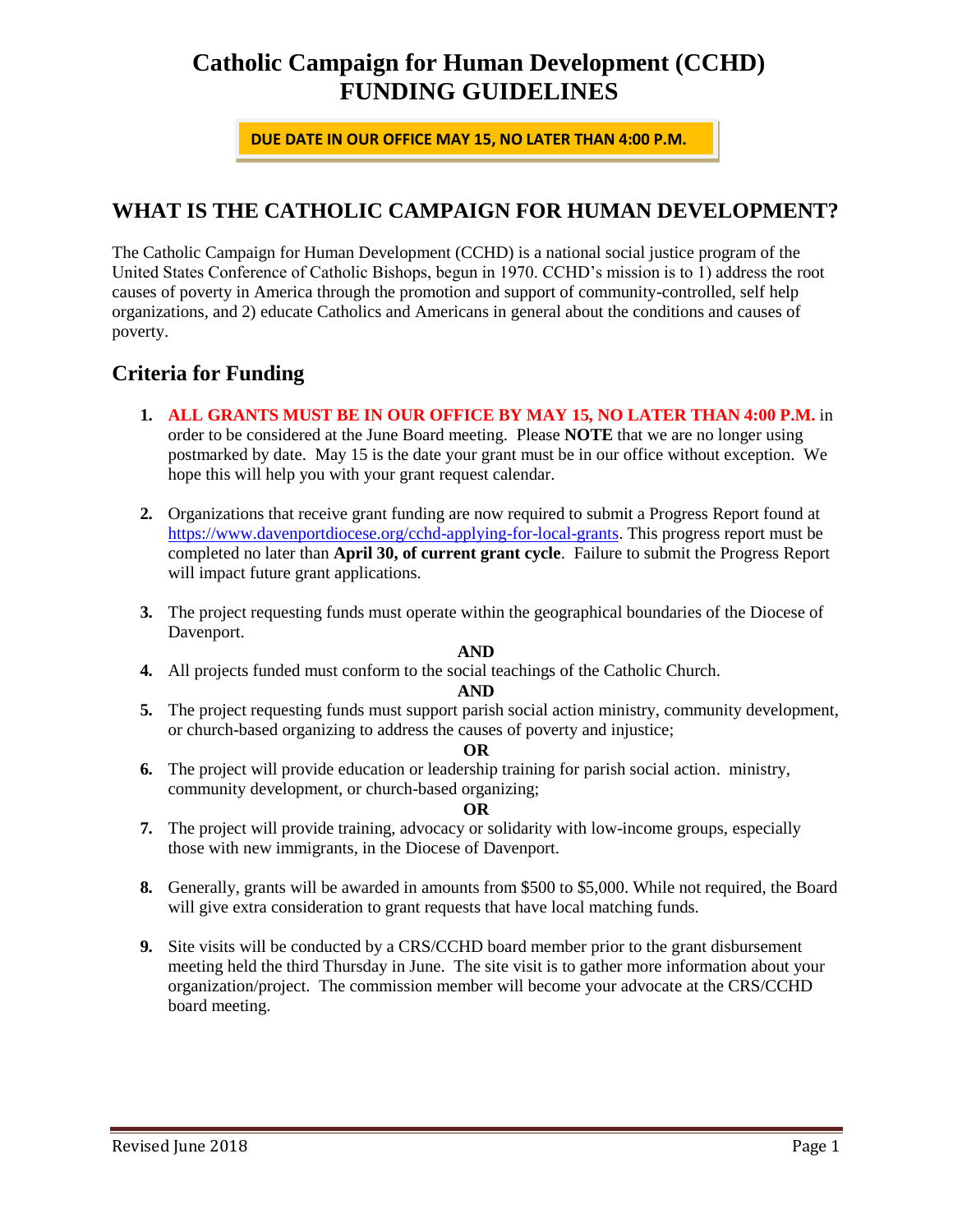# Catholic Campaign for Human Development (CCHD) FUNDING GUIDELINES

**DUE DATE IN OUR OFFICE MAY 15, NO LATER THAN 4:00 P.M.**

## WHAT IS THE CATHOLIC CAMPAIGN FOR HUMAN DEVELOPMENT?

The Catholic Campaign for Human Development (CCHD) is a national social justice program of the United States Conference of Catholic Bishops, begun in 1970. CCHD's mission is to 1) address the root causes of poverty in America through the promotion and support of community-controlled, self help organizations, and 2) educate Catholics and Americans in general about the conditions and causes of poverty.

## Criteria for Funding

1. **ALL GRANTS MUST BE IN OUR OFFICE BY MAY 15, NO LATER THAN 4:00 P.M.** in order to be considered at the June Board meeting. Please **NOTE** that we are no longer using postmarked by date. May 15 is the date your grant must be in our office without exception. We hope this will help you with your grant request calendar.

2. Organizations that receive grant funding are now required to submit a Progress Report found at https://www.davenportdiocese.org/cchd-applying-for-local-grants. This progress report must be completed no later than **April 30, of current grant cycle**. Failure to submit the Progress Report will impact future grant applications.

3. The project requesting funds must operate within the geographical boundaries of the Diocese of Davenport.

   **AND**

4. All projects funded must conform to the social teachings of the Catholic Church.

   **AND**

5. The project requesting funds must support parish social action ministry, community development, or church-based organizing to address the causes of poverty and injustice;

   **OR**

6. The project will provide education or leadership training for parish social action. ministry, community development, or church-based organizing;

   **OR**

7. The project will provide training, advocacy or solidarity with low-income groups, especially those with new immigrants, in the Diocese of Davenport.

8. Generally, grants will be awarded in amounts from $500 to $5,000. While not required, the Board will give extra consideration to grant requests that have local matching funds.

9. Site visits will be conducted by a CRS/CCHD board member prior to the grant disbursement meeting held the third Thursday in June. The site visit is to gather more information about your organization/project. The commission member will become your advocate at the CRS/CCHD board meeting.

Revised June 2018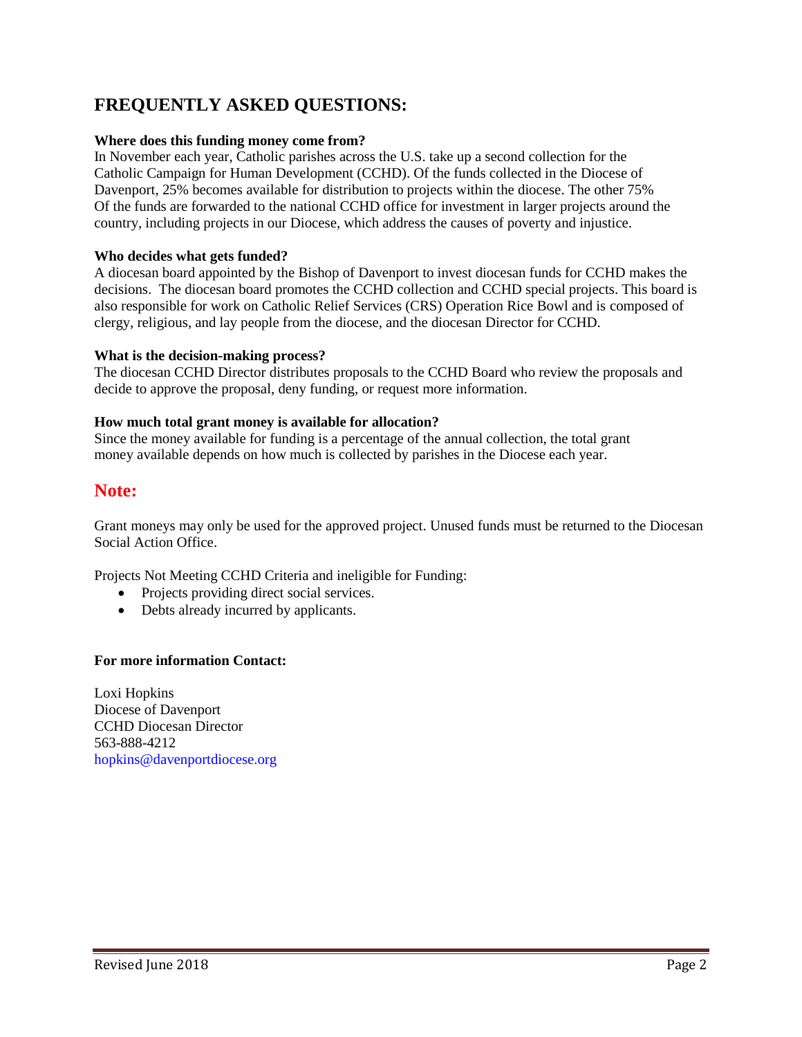# FREQUENTLY ASKED QUESTIONS:

**Where does this funding money come from?**
In November each year, Catholic parishes across the U.S. take up a second collection for the Catholic Campaign for Human Development (CCHD). Of the funds collected in the Diocese of Davenport, 25% becomes available for distribution to projects within the diocese. The other 75% Of the funds are forwarded to the national CCHD office for investment in larger projects around the country, including projects in our Diocese, which address the causes of poverty and injustice.

**Who decides what gets funded?**
A diocesan board appointed by the Bishop of Davenport to invest diocesan funds for CCHD makes the decisions. The diocesan board promotes the CCHD collection and CCHD special projects. This board is also responsible for work on Catholic Relief Services (CRS) Operation Rice Bowl and is composed of clergy, religious, and lay people from the diocese, and the diocesan Director for CCHD.

**What is the decision-making process?**
The diocesan CCHD Director distributes proposals to the CCHD Board who review the proposals and decide to approve the proposal, deny funding, or request more information.

**How much total grant money is available for allocation?**
Since the money available for funding is a percentage of the annual collection, the total grant money available depends on how much is collected by parishes in the Diocese each year.

## Note:

Grant moneys may only be used for the approved project. Unused funds must be returned to the Diocesan Social Action Office.

Projects Not Meeting CCHD Criteria and ineligible for Funding:

- Projects providing direct social services.
- Debts already incurred by applicants.

**For more information Contact:**

Loxi Hopkins
Diocese of Davenport
CCHD Diocesan Director
563-888-4212
hopkins@davenportdiocese.org